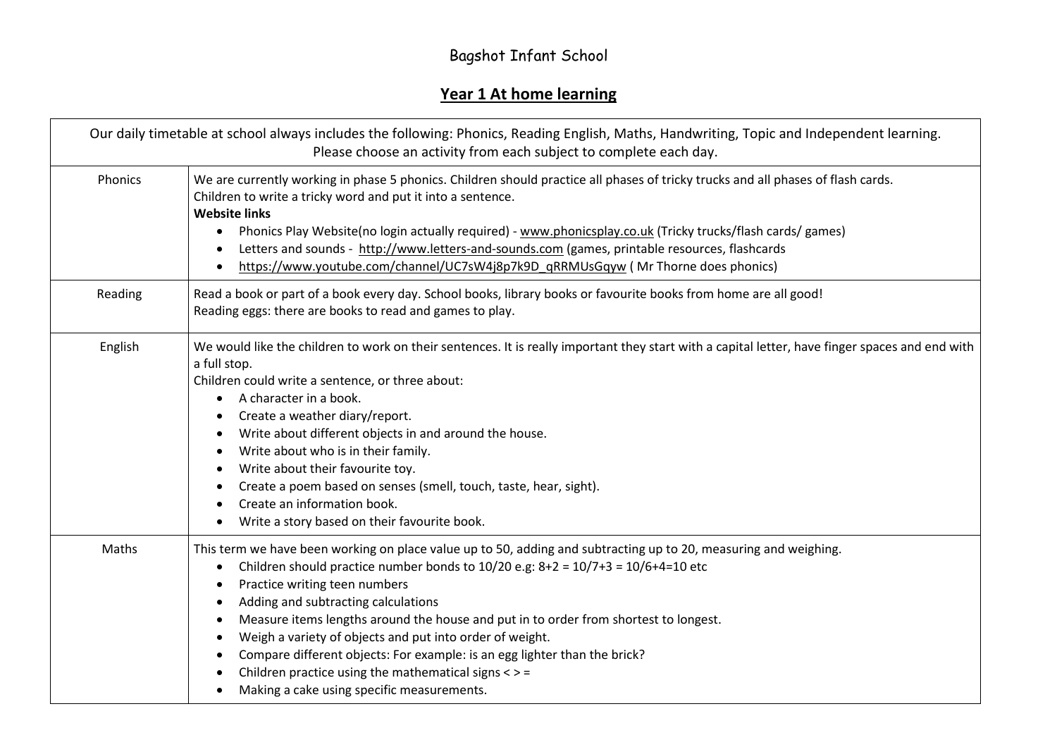Bagshot Infant School

# Year 1 At home learning

| Our daily timetable at school always includes the following: Phonics, Reading English, Maths, Handwriting, Topic and Independent learning. Please choose an activity from each subject to complete each day. | |
|---|---|
| Phonics | We are currently working in phase 5 phonics. Children should practice all phases of tricky trucks and all phases of flash cards.<br>Children to write a tricky word and put it into a sentence.<br>**Website links**<br>• Phonics Play Website(no login actually required) - www.phonicsplay.co.uk (Tricky trucks/flash cards/ games)<br>• Letters and sounds - http://www.letters-and-sounds.com (games, printable resources, flashcards<br>• https://www.youtube.com/channel/UC7sW4j8p7k9D_qRRMUsGqyw ( Mr Thorne does phonics) |
| Reading | Read a book or part of a book every day. School books, library books or favourite books from home are all good!<br>Reading eggs: there are books to read and games to play. |
| English | We would like the children to work on their sentences. It is really important they start with a capital letter, have finger spaces and end with a full stop.<br>Children could write a sentence, or three about:<br>• A character in a book.<br>• Create a weather diary/report.<br>• Write about different objects in and around the house.<br>• Write about who is in their family.<br>• Write about their favourite toy.<br>• Create a poem based on senses (smell, touch, taste, hear, sight).<br>• Create an information book.<br>• Write a story based on their favourite book. |
| Maths | This term we have been working on place value up to 50, adding and subtracting up to 20, measuring and weighing.<br>• Children should practice number bonds to 10/20 e.g: 8+2 = 10/7+3 = 10/6+4=10 etc<br>• Practice writing teen numbers<br>• Adding and subtracting calculations<br>• Measure items lengths around the house and put in to order from shortest to longest.<br>• Weigh a variety of objects and put into order of weight.<br>• Compare different objects: For example: is an egg lighter than the brick?<br>• Children practice using the mathematical signs < > =<br>• Making a cake using specific measurements. |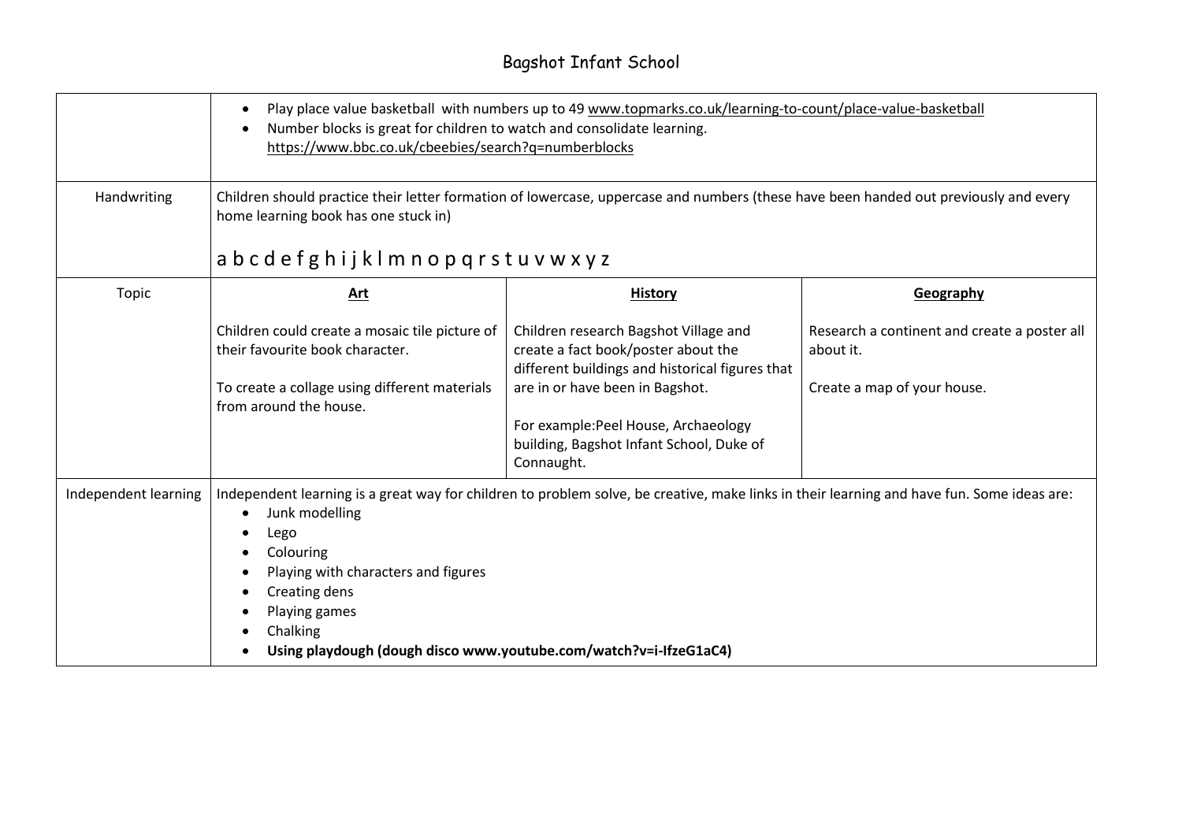| | | | |
|---|---|---|---|
| | • Play place value basketball with numbers up to 49 www.topmarks.co.uk/learning-to-count/place-value-basketball<br>• Number blocks is great for children to watch and consolidate learning. https://www.bbc.co.uk/cbeebies/search?q=numberblocks | | |
| Handwriting | Children should practice their letter formation of lowercase, uppercase and numbers (these have been handed out previously and every home learning book has one stuck in)<br><br>a b c d e f g h i j k l m n o p q r s t u v w x y z | | |
| Topic | **Art**<br><br>Children could create a mosaic tile picture of their favourite book character.<br><br>To create a collage using different materials from around the house. | **History**<br><br>Children research Bagshot Village and create a fact book/poster about the different buildings and historical figures that are in or have been in Bagshot.<br><br>For example:Peel House, Archaeology building, Bagshot Infant School, Duke of Connaught. | **Geography**<br><br>Research a continent and create a poster all about it.<br><br>Create a map of your house. |
| Independent learning | Independent learning is a great way for children to problem solve, be creative, make links in their learning and have fun. Some ideas are:<br>• Junk modelling<br>• Lego<br>• Colouring<br>• Playing with characters and figures<br>• Creating dens<br>• Playing games<br>• Chalking<br>• **Using playdough (dough disco www.youtube.com/watch?v=i-IfzeG1aC4)** | | |